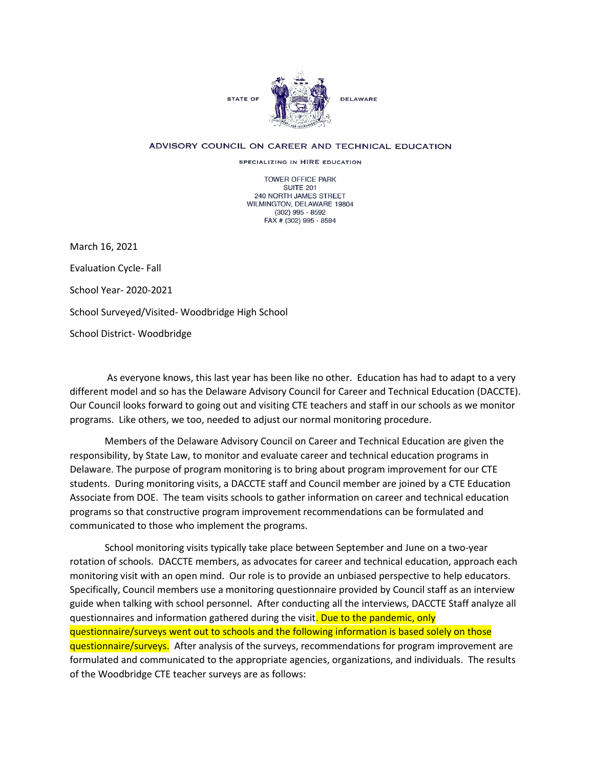STATE OF DELAWARE

ADVISORY COUNCIL ON CAREER AND TECHNICAL EDUCATION

SPECIALIZING IN HIRE EDUCATION

TOWER OFFICE PARK
SUITE 201
240 NORTH JAMES STREET
WILMINGTON, DELAWARE 19804
(302) 995 - 8592
FAX # (302) 995 - 8594

March 16, 2021

Evaluation Cycle- Fall

School Year- 2020-2021

School Surveyed/Visited- Woodbridge High School

School District- Woodbridge

As everyone knows, this last year has been like no other. Education has had to adapt to a very different model and so has the Delaware Advisory Council for Career and Technical Education (DACCTE). Our Council looks forward to going out and visiting CTE teachers and staff in our schools as we monitor programs. Like others, we too, needed to adjust our normal monitoring procedure.

Members of the Delaware Advisory Council on Career and Technical Education are given the responsibility, by State Law, to monitor and evaluate career and technical education programs in Delaware. The purpose of program monitoring is to bring about program improvement for our CTE students. During monitoring visits, a DACCTE staff and Council member are joined by a CTE Education Associate from DOE. The team visits schools to gather information on career and technical education programs so that constructive program improvement recommendations can be formulated and communicated to those who implement the programs.

School monitoring visits typically take place between September and June on a two-year rotation of schools. DACCTE members, as advocates for career and technical education, approach each monitoring visit with an open mind. Our role is to provide an unbiased perspective to help educators. Specifically, Council members use a monitoring questionnaire provided by Council staff as an interview guide when talking with school personnel. After conducting all the interviews, DACCTE Staff analyze all questionnaires and information gathered during the visit. Due to the pandemic, only questionnaire/surveys went out to schools and the following information is based solely on those questionnaire/surveys. After analysis of the surveys, recommendations for program improvement are formulated and communicated to the appropriate agencies, organizations, and individuals. The results of the Woodbridge CTE teacher surveys are as follows: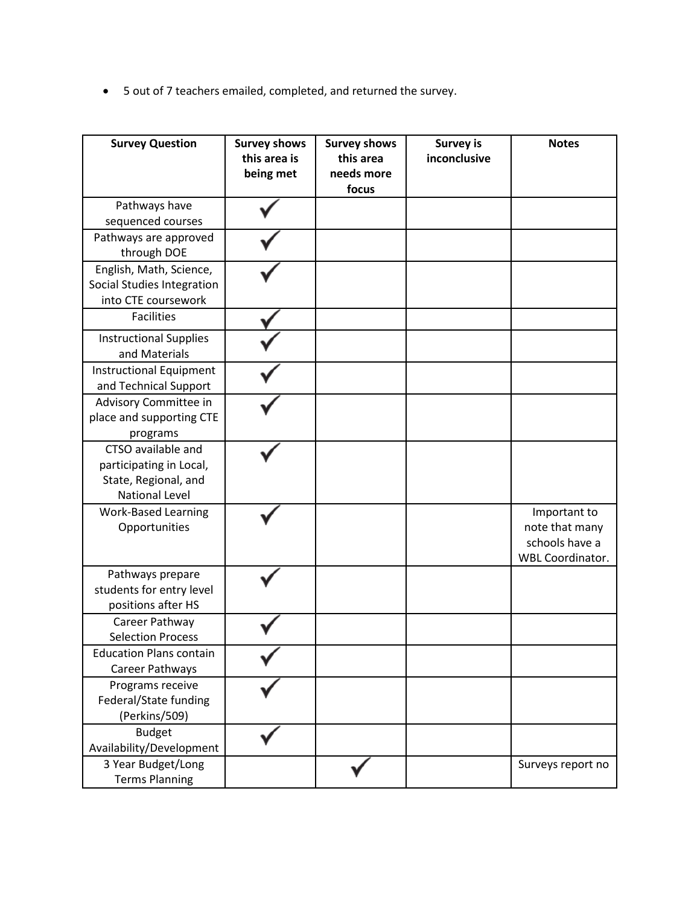- 5 out of 7 teachers emailed, completed, and returned the survey.

| Survey Question | Survey shows this area is being met | Survey shows this area needs more focus | Survey is inconclusive | Notes |
|---|---|---|---|---|
| Pathways have sequenced courses | ✓ | | | |
| Pathways are approved through DOE | ✓ | | | |
| English, Math, Science, Social Studies Integration into CTE coursework | ✓ | | | |
| Facilities | ✓ | | | |
| Instructional Supplies and Materials | ✓ | | | |
| Instructional Equipment and Technical Support | ✓ | | | |
| Advisory Committee in place and supporting CTE programs | ✓ | | | |
| CTSO available and participating in Local, State, Regional, and National Level | ✓ | | | |
| Work-Based Learning Opportunities | ✓ | | | Important to note that many schools have a WBL Coordinator. |
| Pathways prepare students for entry level positions after HS | ✓ | | | |
| Career Pathway Selection Process | ✓ | | | |
| Education Plans contain Career Pathways | ✓ | | | |
| Programs receive Federal/State funding (Perkins/509) | ✓ | | | |
| Budget Availability/Development | ✓ | | | |
| 3 Year Budget/Long Terms Planning | | ✓ | | Surveys report no |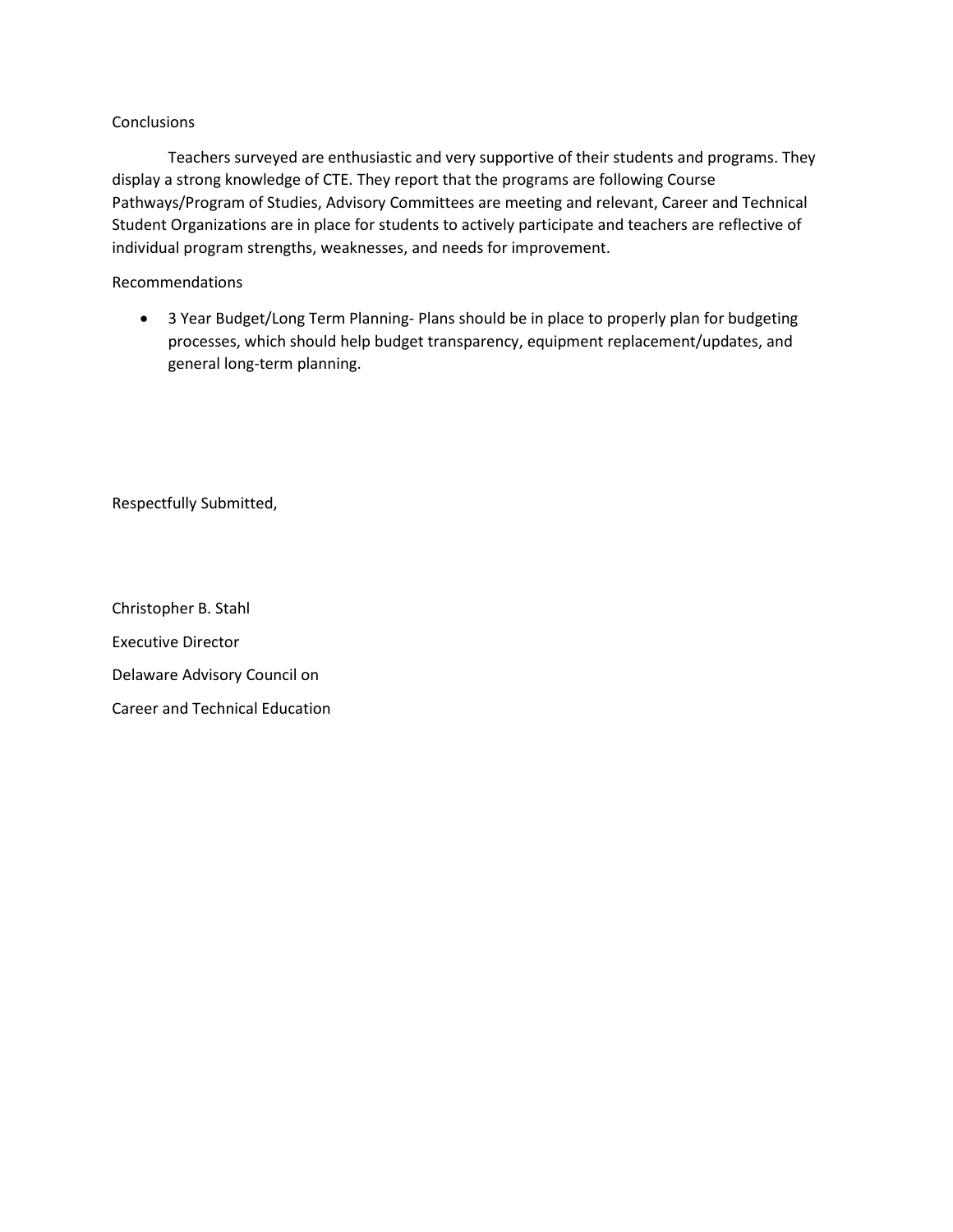## Conclusions

Teachers surveyed are enthusiastic and very supportive of their students and programs. They display a strong knowledge of CTE. They report that the programs are following Course Pathways/Program of Studies, Advisory Committees are meeting and relevant, Career and Technical Student Organizations are in place for students to actively participate and teachers are reflective of individual program strengths, weaknesses, and needs for improvement.

## Recommendations

- 3 Year Budget/Long Term Planning- Plans should be in place to properly plan for budgeting processes, which should help budget transparency, equipment replacement/updates, and general long-term planning.

Respectfully Submitted,

Christopher B. Stahl

Executive Director

Delaware Advisory Council on

Career and Technical Education